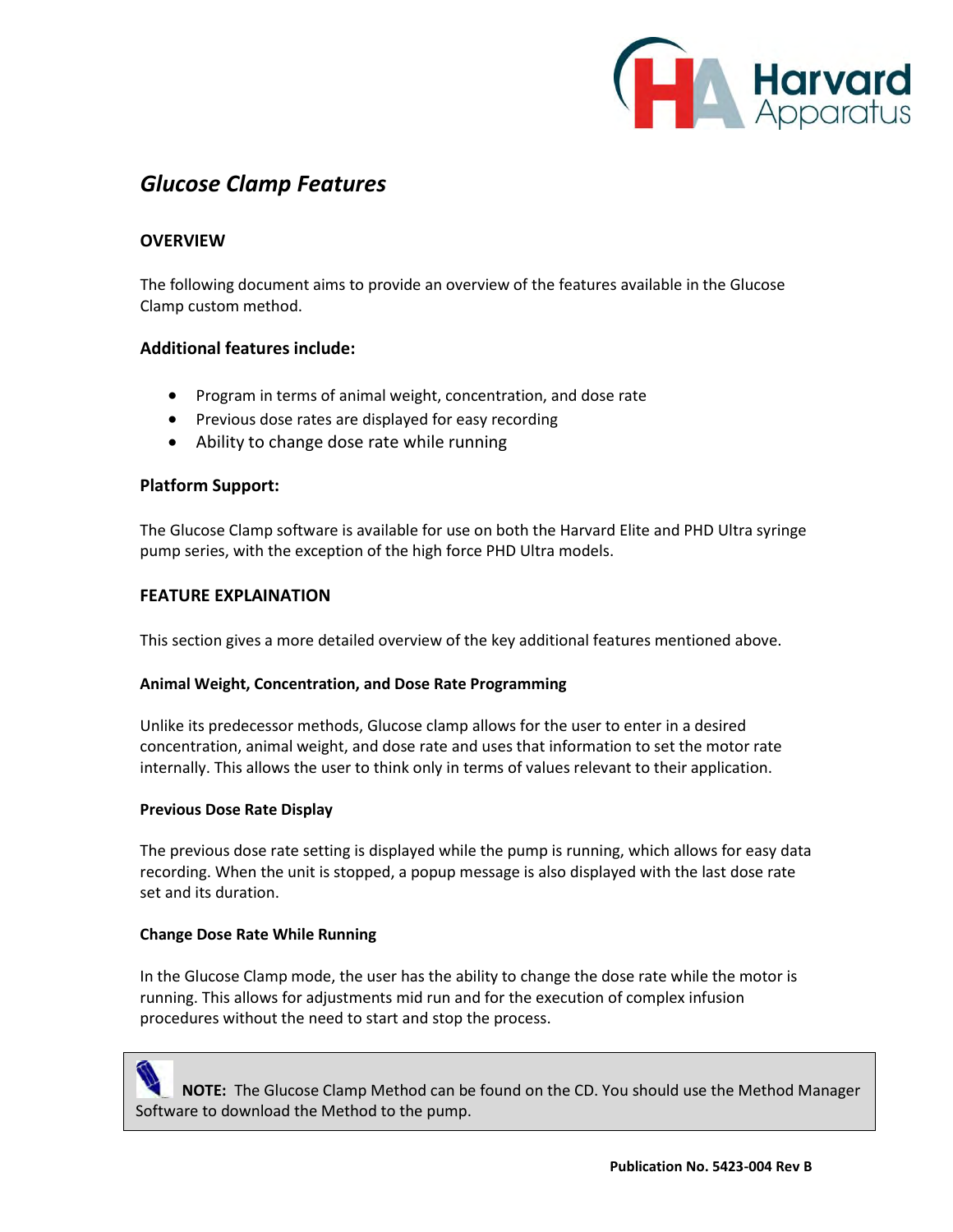# *Glucose Clamp Features*

## OVERVIEW

The following document aims to provide an overview of the features available in the Glucose Clamp custom method.

### Additional features include:

- Program in terms of animal weight, concentration, and dose rate
- Previous dose rates are displayed for easy recording
- Ability to change dose rate while running

### Platform Support:

The Glucose Clamp software is available for use on both the Harvard Elite and PHD Ultra syringe pump series, with the exception of the high force PHD Ultra models.

## FEATURE EXPLAINATION

This section gives a more detailed overview of the key additional features mentioned above.

**Animal Weight, Concentration, and Dose Rate Programming**

Unlike its predecessor methods, Glucose clamp allows for the user to enter in a desired concentration, animal weight, and dose rate and uses that information to set the motor rate internally. This allows the user to think only in terms of values relevant to their application.

**Previous Dose Rate Display**

The previous dose rate setting is displayed while the pump is running, which allows for easy data recording. When the unit is stopped, a popup message is also displayed with the last dose rate set and its duration.

**Change Dose Rate While Running**

In the Glucose Clamp mode, the user has the ability to change the dose rate while the motor is running. This allows for adjustments mid run and for the execution of complex infusion procedures without the need to start and stop the process.

> **NOTE:** The Glucose Clamp Method can be found on the CD. You should use the Method Manager Software to download the Method to the pump.

**Publication No. 5423-004 Rev B**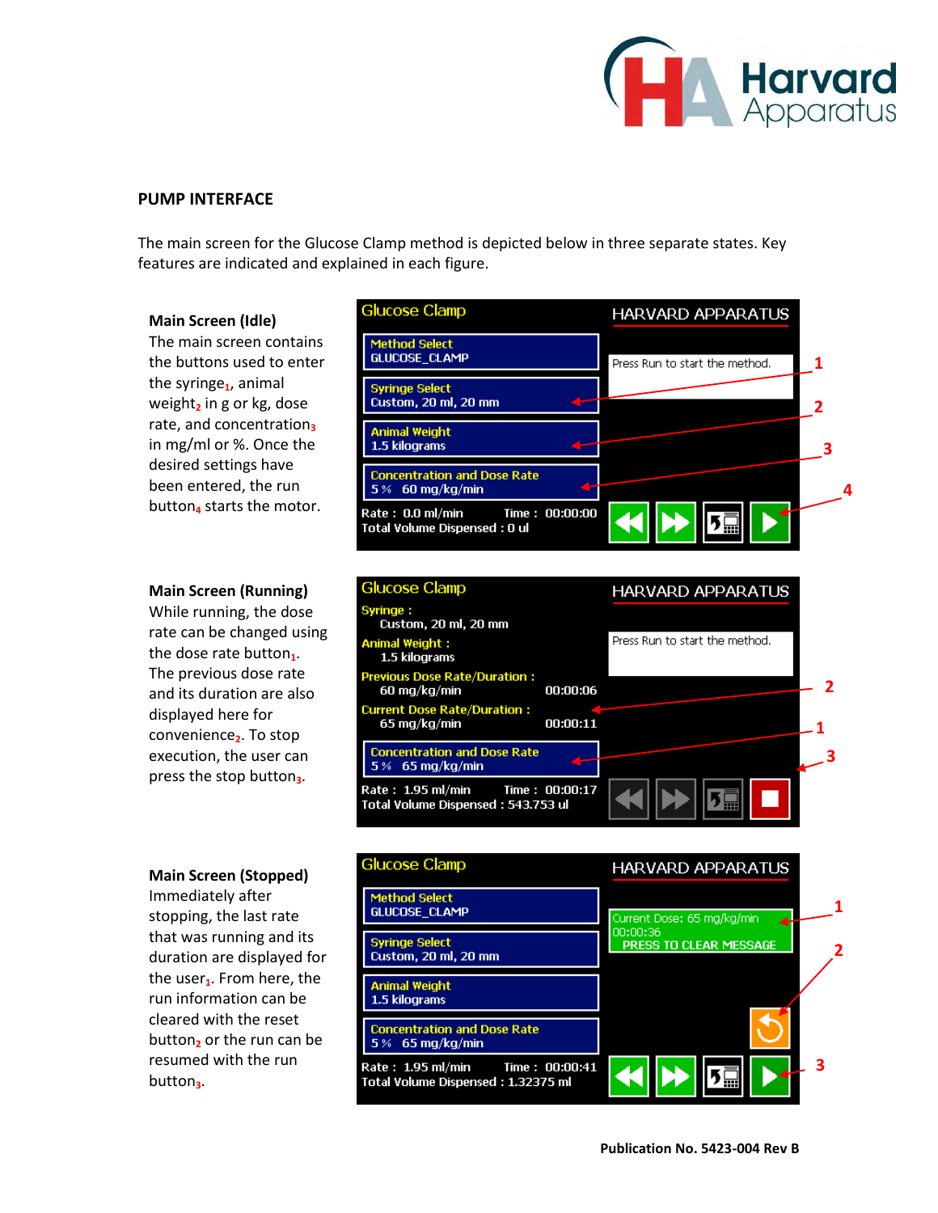## PUMP INTERFACE

The main screen for the Glucose Clamp method is depicted below in three separate states. Key features are indicated and explained in each figure.

### Main Screen (Idle)

The main screen contains the buttons used to enter the syringe[1], animal weight[2] in g or kg, dose rate, and concentration[3] in mg/ml or %. Once the desired settings have been entered, the run button[4] starts the motor.

### Main Screen (Running)

While running, the dose rate can be changed using the dose rate button[1]. The previous dose rate and its duration are also displayed here for convenience[2]. To stop execution, the user can press the stop button[3].

### Main Screen (Stopped)

Immediately after stopping, the last rate that was running and its duration are displayed for the user[1]. From here, the run information can be cleared with the reset button[2] or the run can be resumed with the run button[3].